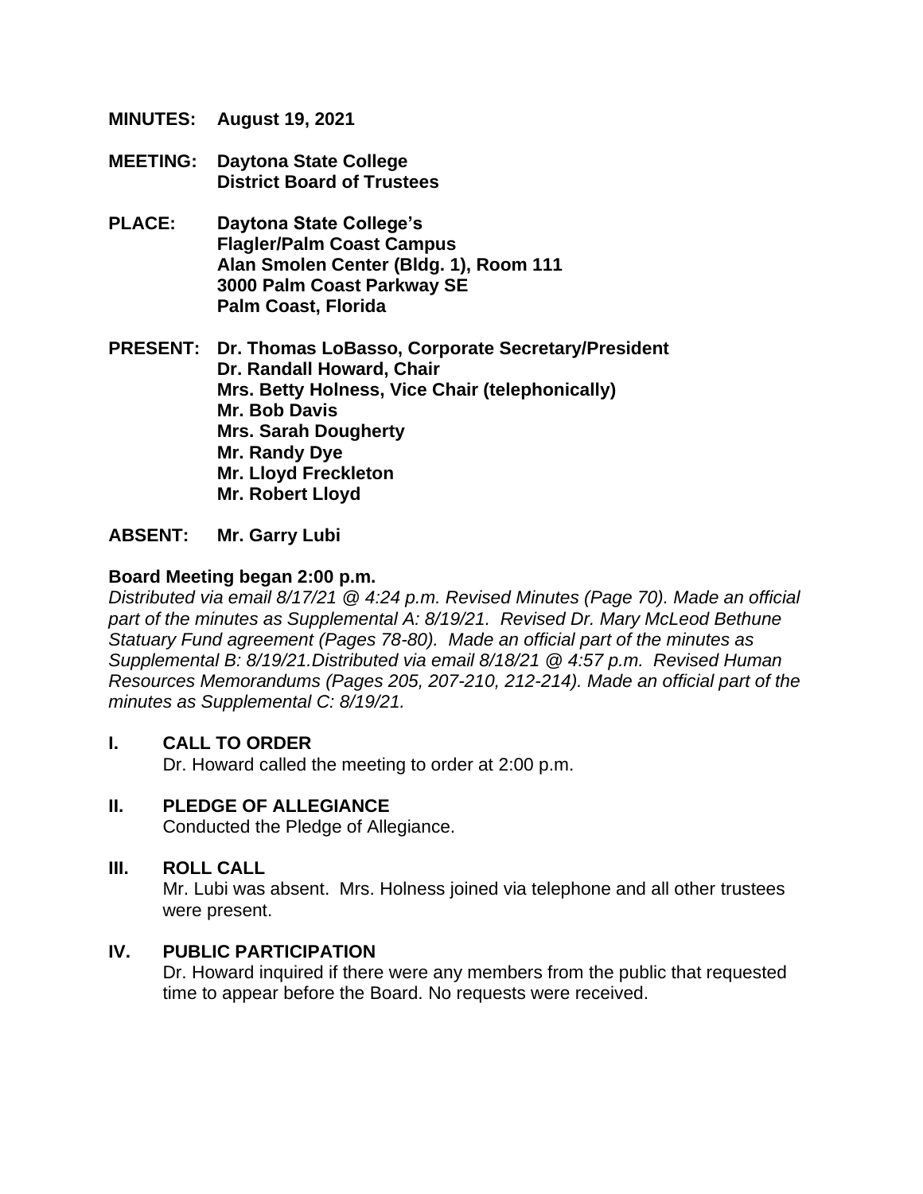**MINUTES:** **August 19, 2021**

**MEETING:** **Daytona State College**
**District Board of Trustees**

**PLACE:** **Daytona State College's**
**Flagler/Palm Coast Campus**
**Alan Smolen Center (Bldg. 1), Room 111**
**3000 Palm Coast Parkway SE**
**Palm Coast, Florida**

**PRESENT:** **Dr. Thomas LoBasso, Corporate Secretary/President**
**Dr. Randall Howard, Chair**
**Mrs. Betty Holness, Vice Chair (telephonically)**
**Mr. Bob Davis**
**Mrs. Sarah Dougherty**
**Mr. Randy Dye**
**Mr. Lloyd Freckleton**
**Mr. Robert Lloyd**

**ABSENT:** **Mr. Garry Lubi**

**Board Meeting began 2:00 p.m.**

*Distributed via email 8/17/21 @ 4:24 p.m. Revised Minutes (Page 70). Made an official part of the minutes as Supplemental A: 8/19/21. Revised Dr. Mary McLeod Bethune Statuary Fund agreement (Pages 78-80). Made an official part of the minutes as Supplemental B: 8/19/21. Distributed via email 8/18/21 @ 4:57 p.m. Revised Human Resources Memorandums (Pages 205, 207-210, 212-214). Made an official part of the minutes as Supplemental C: 8/19/21.*

## I. CALL TO ORDER

Dr. Howard called the meeting to order at 2:00 p.m.

## II. PLEDGE OF ALLEGIANCE

Conducted the Pledge of Allegiance.

## III. ROLL CALL

Mr. Lubi was absent. Mrs. Holness joined via telephone and all other trustees were present.

## IV. PUBLIC PARTICIPATION

Dr. Howard inquired if there were any members from the public that requested time to appear before the Board. No requests were received.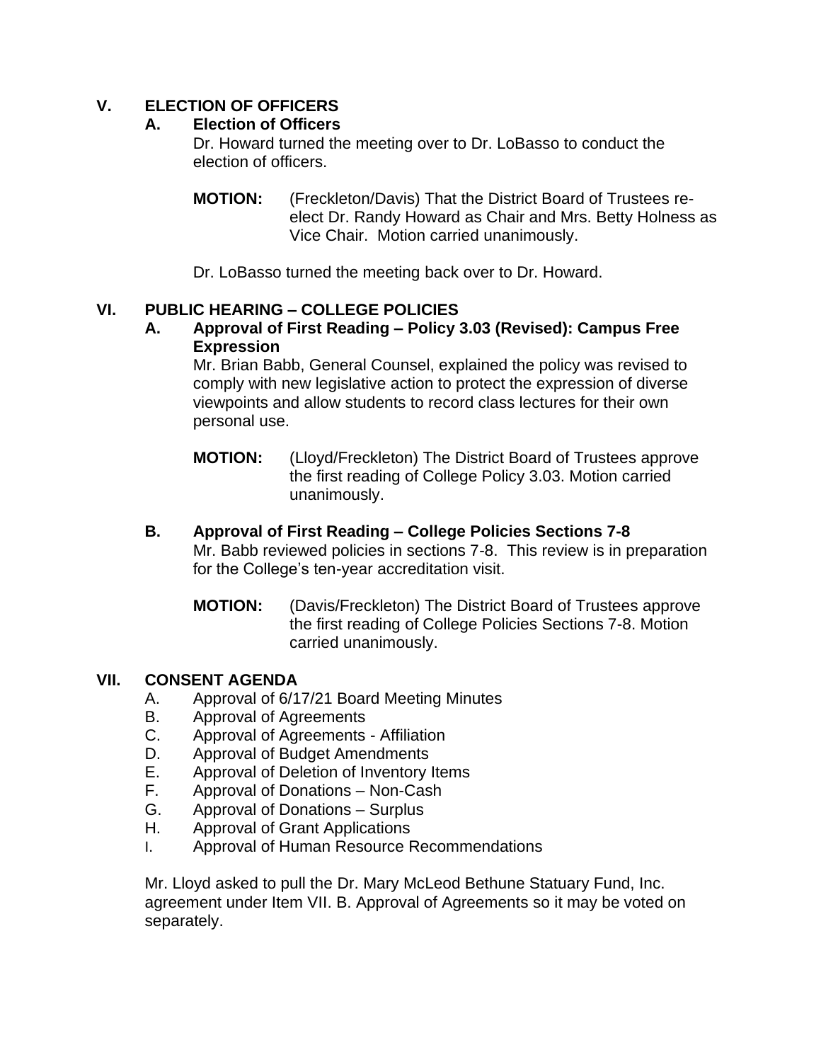## V. ELECTION OF OFFICERS

### A. Election of Officers

Dr. Howard turned the meeting over to Dr. LoBasso to conduct the election of officers.

**MOTION:** (Freckleton/Davis) That the District Board of Trustees re-elect Dr. Randy Howard as Chair and Mrs. Betty Holness as Vice Chair. Motion carried unanimously.

Dr. LoBasso turned the meeting back over to Dr. Howard.

## VI. PUBLIC HEARING – COLLEGE POLICIES

### A. Approval of First Reading – Policy 3.03 (Revised): Campus Free Expression

Mr. Brian Babb, General Counsel, explained the policy was revised to comply with new legislative action to protect the expression of diverse viewpoints and allow students to record class lectures for their own personal use.

**MOTION:** (Lloyd/Freckleton) The District Board of Trustees approve the first reading of College Policy 3.03. Motion carried unanimously.

### B. Approval of First Reading – College Policies Sections 7-8

Mr. Babb reviewed policies in sections 7-8. This review is in preparation for the College's ten-year accreditation visit.

**MOTION:** (Davis/Freckleton) The District Board of Trustees approve the first reading of College Policies Sections 7-8. Motion carried unanimously.

## VII. CONSENT AGENDA

A. Approval of 6/17/21 Board Meeting Minutes
B. Approval of Agreements
C. Approval of Agreements - Affiliation
D. Approval of Budget Amendments
E. Approval of Deletion of Inventory Items
F. Approval of Donations – Non-Cash
G. Approval of Donations – Surplus
H. Approval of Grant Applications
I. Approval of Human Resource Recommendations

Mr. Lloyd asked to pull the Dr. Mary McLeod Bethune Statuary Fund, Inc. agreement under Item VII. B. Approval of Agreements so it may be voted on separately.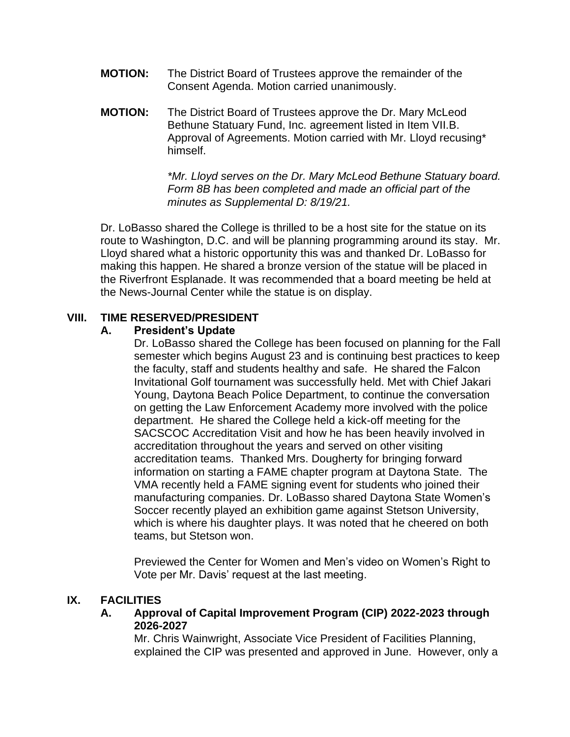**MOTION:** The District Board of Trustees approve the remainder of the Consent Agenda. Motion carried unanimously.

**MOTION:** The District Board of Trustees approve the Dr. Mary McLeod Bethune Statuary Fund, Inc. agreement listed in Item VII.B. Approval of Agreements. Motion carried with Mr. Lloyd recusing* himself.

*\*Mr. Lloyd serves on the Dr. Mary McLeod Bethune Statuary board. Form 8B has been completed and made an official part of the minutes as Supplemental D: 8/19/21.*

Dr. LoBasso shared the College is thrilled to be a host site for the statue on its route to Washington, D.C. and will be planning programming around its stay. Mr. Lloyd shared what a historic opportunity this was and thanked Dr. LoBasso for making this happen. He shared a bronze version of the statue will be placed in the Riverfront Esplanade. It was recommended that a board meeting be held at the News-Journal Center while the statue is on display.

## VIII. TIME RESERVED/PRESIDENT

### A. President's Update

Dr. LoBasso shared the College has been focused on planning for the Fall semester which begins August 23 and is continuing best practices to keep the faculty, staff and students healthy and safe. He shared the Falcon Invitational Golf tournament was successfully held. Met with Chief Jakari Young, Daytona Beach Police Department, to continue the conversation on getting the Law Enforcement Academy more involved with the police department. He shared the College held a kick-off meeting for the SACSCOC Accreditation Visit and how he has been heavily involved in accreditation throughout the years and served on other visiting accreditation teams. Thanked Mrs. Dougherty for bringing forward information on starting a FAME chapter program at Daytona State. The VMA recently held a FAME signing event for students who joined their manufacturing companies. Dr. LoBasso shared Daytona State Women's Soccer recently played an exhibition game against Stetson University, which is where his daughter plays. It was noted that he cheered on both teams, but Stetson won.

Previewed the Center for Women and Men's video on Women's Right to Vote per Mr. Davis' request at the last meeting.

## IX. FACILITIES

### A. Approval of Capital Improvement Program (CIP) 2022-2023 through 2026-2027

Mr. Chris Wainwright, Associate Vice President of Facilities Planning, explained the CIP was presented and approved in June. However, only a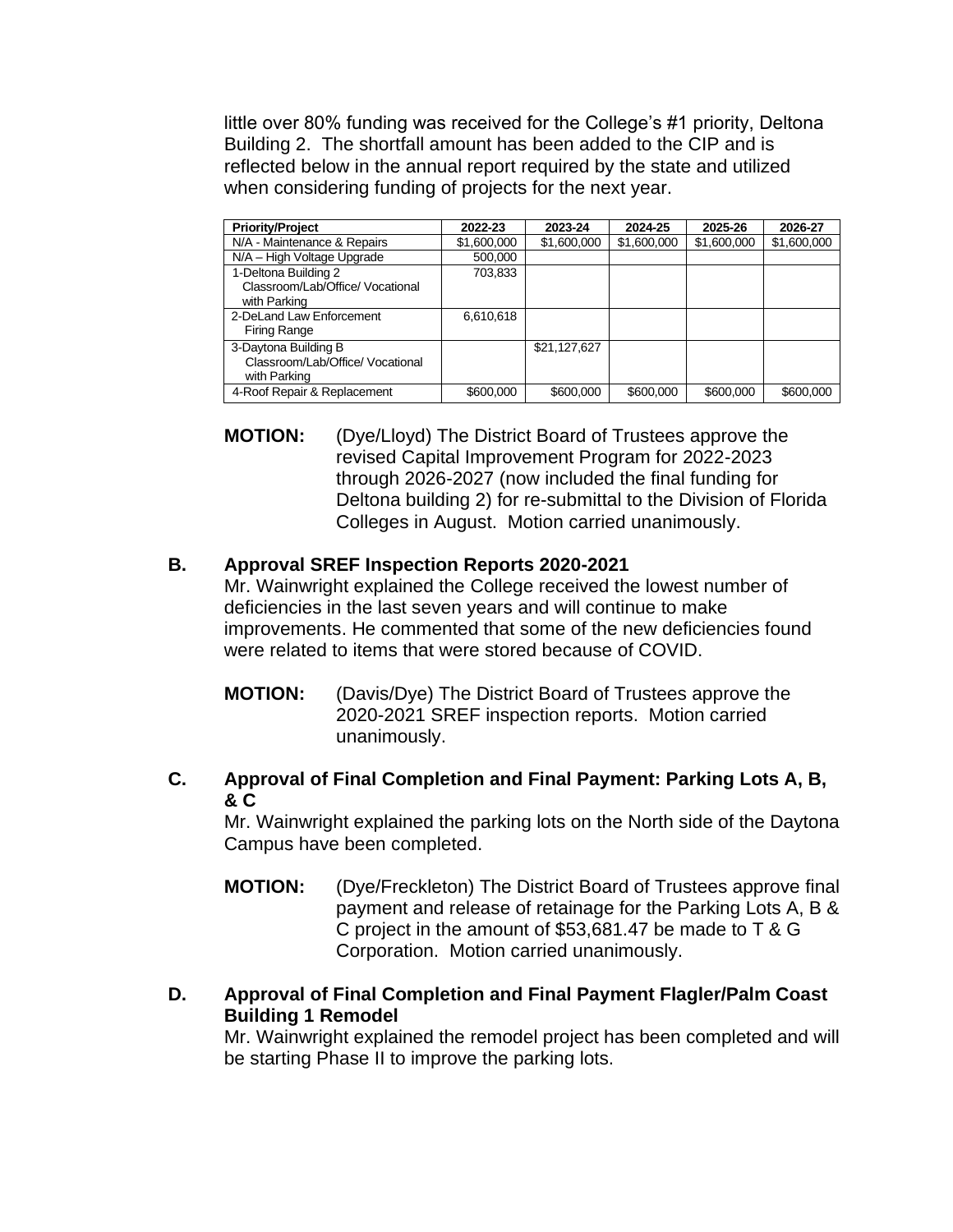little over 80% funding was received for the College's #1 priority, Deltona Building 2. The shortfall amount has been added to the CIP and is reflected below in the annual report required by the state and utilized when considering funding of projects for the next year.

| Priority/Project | 2022-23 | 2023-24 | 2024-25 | 2025-26 | 2026-27 |
|---|---|---|---|---|---|
| N/A - Maintenance & Repairs | $1,600,000 | $1,600,000 | $1,600,000 | $1,600,000 | $1,600,000 |
| N/A – High Voltage Upgrade | 500,000 | | | | |
| 1-Deltona Building 2 Classroom/Lab/Office/ Vocational with Parking | 703,833 | | | | |
| 2-DeLand Law Enforcement Firing Range | 6,610,618 | | | | |
| 3-Daytona Building B Classroom/Lab/Office/ Vocational with Parking | | $21,127,627 | | | |
| 4-Roof Repair & Replacement | $600,000 | $600,000 | $600,000 | $600,000 | $600,000 |

**MOTION:** (Dye/Lloyd) The District Board of Trustees approve the revised Capital Improvement Program for 2022-2023 through 2026-2027 (now included the final funding for Deltona building 2) for re-submittal to the Division of Florida Colleges in August. Motion carried unanimously.

**B. Approval SREF Inspection Reports 2020-2021**

Mr. Wainwright explained the College received the lowest number of deficiencies in the last seven years and will continue to make improvements. He commented that some of the new deficiencies found were related to items that were stored because of COVID.

**MOTION:** (Davis/Dye) The District Board of Trustees approve the 2020-2021 SREF inspection reports. Motion carried unanimously.

**C. Approval of Final Completion and Final Payment: Parking Lots A, B, & C**

Mr. Wainwright explained the parking lots on the North side of the Daytona Campus have been completed.

**MOTION:** (Dye/Freckleton) The District Board of Trustees approve final payment and release of retainage for the Parking Lots A, B & C project in the amount of $53,681.47 be made to T & G Corporation. Motion carried unanimously.

**D. Approval of Final Completion and Final Payment Flagler/Palm Coast Building 1 Remodel**

Mr. Wainwright explained the remodel project has been completed and will be starting Phase II to improve the parking lots.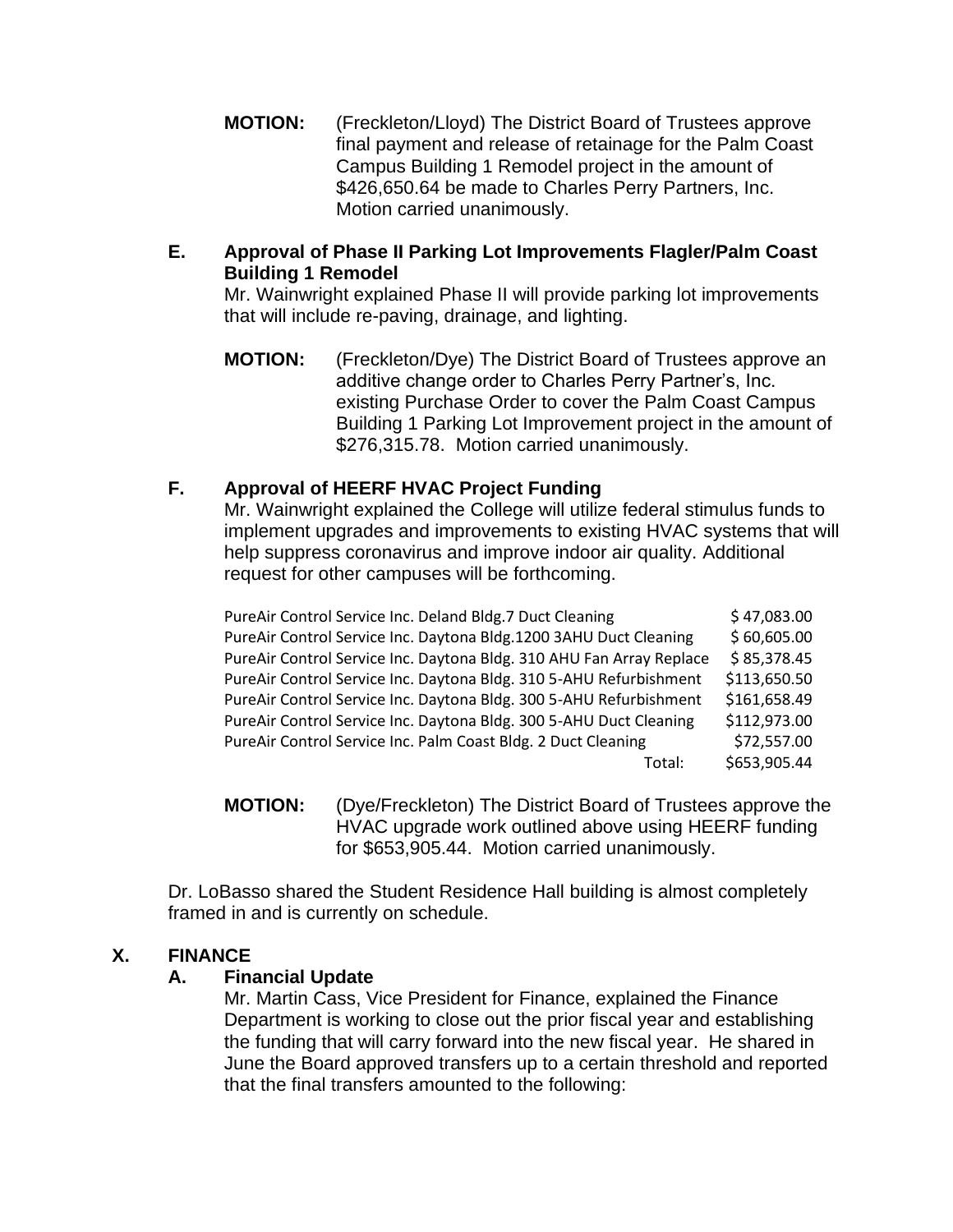**MOTION:** (Freckleton/Lloyd) The District Board of Trustees approve final payment and release of retainage for the Palm Coast Campus Building 1 Remodel project in the amount of $426,650.64 be made to Charles Perry Partners, Inc. Motion carried unanimously.

**E. Approval of Phase II Parking Lot Improvements Flagler/Palm Coast Building 1 Remodel**

Mr. Wainwright explained Phase II will provide parking lot improvements that will include re-paving, drainage, and lighting.

**MOTION:** (Freckleton/Dye) The District Board of Trustees approve an additive change order to Charles Perry Partner's, Inc. existing Purchase Order to cover the Palm Coast Campus Building 1 Parking Lot Improvement project in the amount of $276,315.78. Motion carried unanimously.

**F. Approval of HEERF HVAC Project Funding**

Mr. Wainwright explained the College will utilize federal stimulus funds to implement upgrades and improvements to existing HVAC systems that will help suppress coronavirus and improve indoor air quality. Additional request for other campuses will be forthcoming.

| | |
|---|---|
| PureAir Control Service Inc. Deland Bldg.7 Duct Cleaning | $ 47,083.00 |
| PureAir Control Service Inc. Daytona Bldg.1200 3AHU Duct Cleaning | $ 60,605.00 |
| PureAir Control Service Inc. Daytona Bldg. 310 AHU Fan Array Replace | $ 85,378.45 |
| PureAir Control Service Inc. Daytona Bldg. 310 5-AHU Refurbishment | $113,650.50 |
| PureAir Control Service Inc. Daytona Bldg. 300 5-AHU Refurbishment | $161,658.49 |
| PureAir Control Service Inc. Daytona Bldg. 300 5-AHU Duct Cleaning | $112,973.00 |
| PureAir Control Service Inc. Palm Coast Bldg. 2 Duct Cleaning | $72,557.00 |
| Total: | $653,905.44 |

**MOTION:** (Dye/Freckleton) The District Board of Trustees approve the HVAC upgrade work outlined above using HEERF funding for $653,905.44. Motion carried unanimously.

Dr. LoBasso shared the Student Residence Hall building is almost completely framed in and is currently on schedule.

## X. FINANCE

**A. Financial Update**

Mr. Martin Cass, Vice President for Finance, explained the Finance Department is working to close out the prior fiscal year and establishing the funding that will carry forward into the new fiscal year. He shared in June the Board approved transfers up to a certain threshold and reported that the final transfers amounted to the following: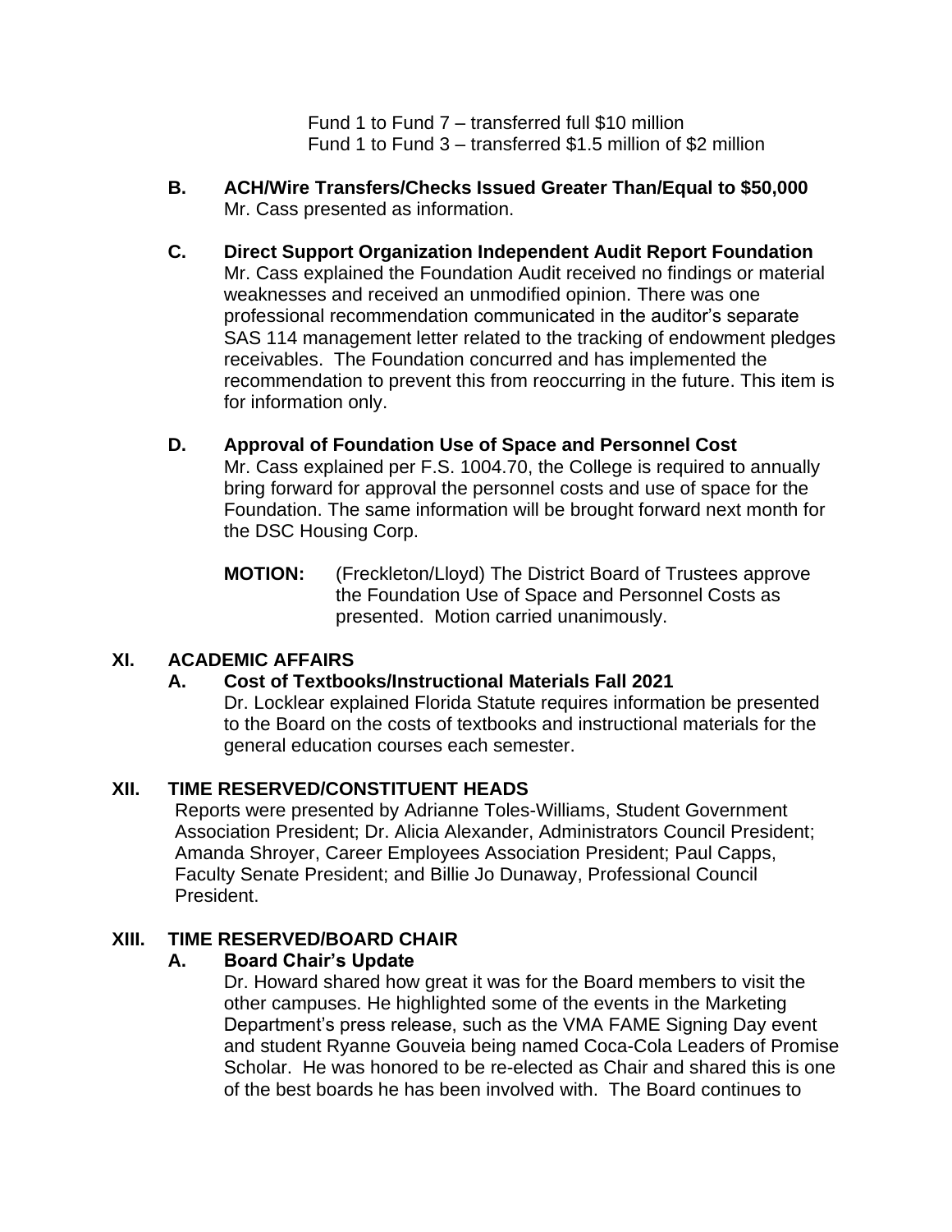Fund 1 to Fund 7 – transferred full $10 million
Fund 1 to Fund 3 – transferred $1.5 million of $2 million

**B. ACH/Wire Transfers/Checks Issued Greater Than/Equal to $50,000**
Mr. Cass presented as information.

**C. Direct Support Organization Independent Audit Report Foundation**
Mr. Cass explained the Foundation Audit received no findings or material weaknesses and received an unmodified opinion. There was one professional recommendation communicated in the auditor's separate SAS 114 management letter related to the tracking of endowment pledges receivables. The Foundation concurred and has implemented the recommendation to prevent this from reoccurring in the future. This item is for information only.

**D. Approval of Foundation Use of Space and Personnel Cost**
Mr. Cass explained per F.S. 1004.70, the College is required to annually bring forward for approval the personnel costs and use of space for the Foundation. The same information will be brought forward next month for the DSC Housing Corp.

**MOTION:** (Freckleton/Lloyd) The District Board of Trustees approve the Foundation Use of Space and Personnel Costs as presented. Motion carried unanimously.

## XI. ACADEMIC AFFAIRS

**A. Cost of Textbooks/Instructional Materials Fall 2021**
Dr. Locklear explained Florida Statute requires information be presented to the Board on the costs of textbooks and instructional materials for the general education courses each semester.

## XII. TIME RESERVED/CONSTITUENT HEADS

Reports were presented by Adrianne Toles-Williams, Student Government Association President; Dr. Alicia Alexander, Administrators Council President; Amanda Shroyer, Career Employees Association President; Paul Capps, Faculty Senate President; and Billie Jo Dunaway, Professional Council President.

## XIII. TIME RESERVED/BOARD CHAIR

**A. Board Chair's Update**
Dr. Howard shared how great it was for the Board members to visit the other campuses. He highlighted some of the events in the Marketing Department's press release, such as the VMA FAME Signing Day event and student Ryanne Gouveia being named Coca-Cola Leaders of Promise Scholar. He was honored to be re-elected as Chair and shared this is one of the best boards he has been involved with. The Board continues to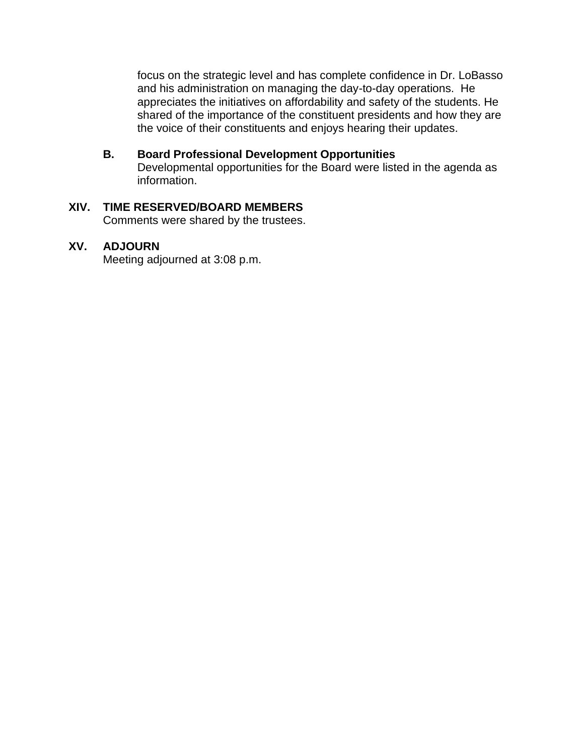focus on the strategic level and has complete confidence in Dr. LoBasso and his administration on managing the day-to-day operations. He appreciates the initiatives on affordability and safety of the students. He shared of the importance of the constituent presidents and how they are the voice of their constituents and enjoys hearing their updates.

**B. Board Professional Development Opportunities**

Developmental opportunities for the Board were listed in the agenda as information.

## XIV. TIME RESERVED/BOARD MEMBERS

Comments were shared by the trustees.

## XV. ADJOURN

Meeting adjourned at 3:08 p.m.